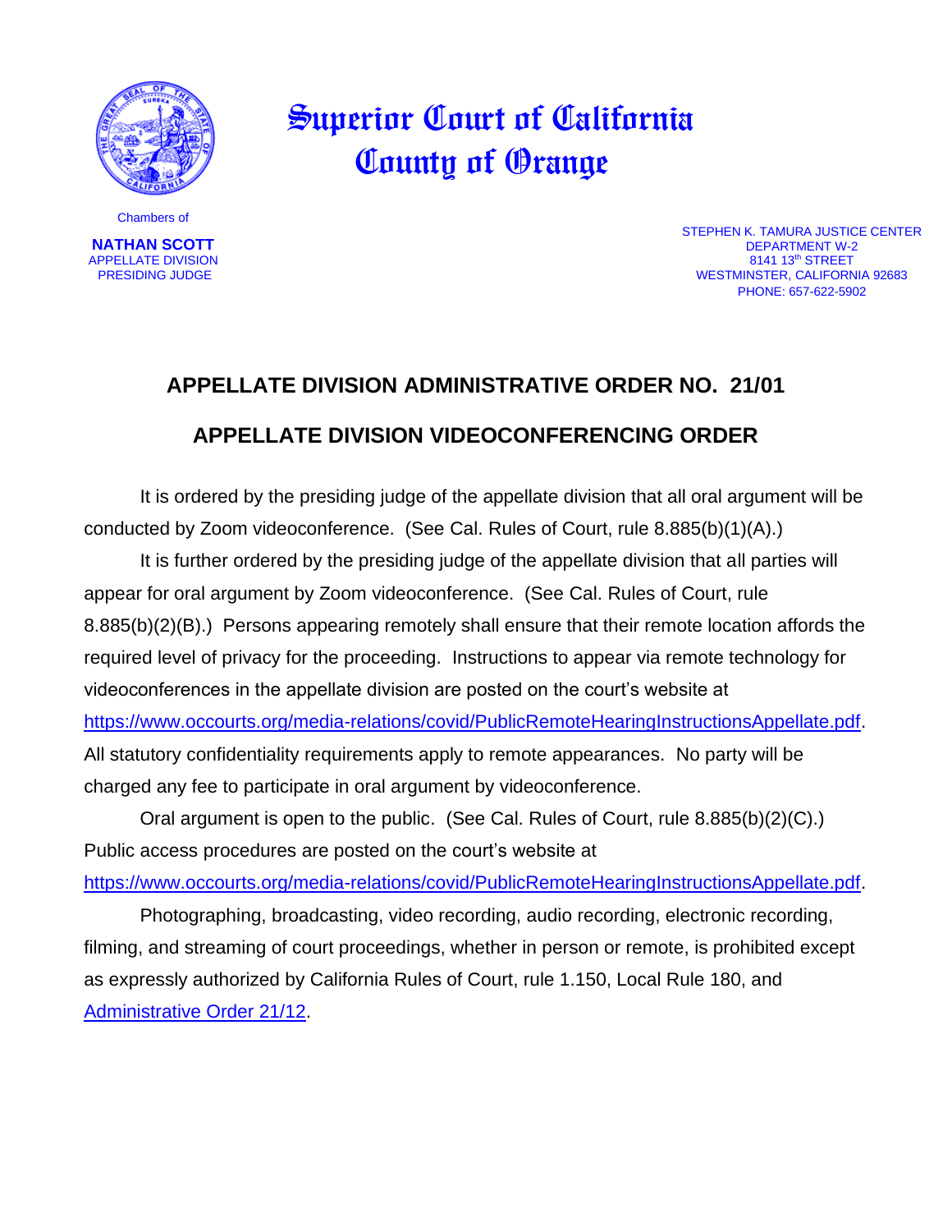# Superior Court of California
# County of Orange

Chambers of

**NATHAN SCOTT**
APPELLATE DIVISION
PRESIDING JUDGE

STEPHEN K. TAMURA JUSTICE CENTER
DEPARTMENT W-2
8141 13th STREET
WESTMINSTER, CALIFORNIA 92683
PHONE: 657-622-5902

## APPELLATE DIVISION ADMINISTRATIVE ORDER NO. 21/01

## APPELLATE DIVISION VIDEOCONFERENCING ORDER

It is ordered by the presiding judge of the appellate division that all oral argument will be conducted by Zoom videoconference. (See Cal. Rules of Court, rule 8.885(b)(1)(A).)

It is further ordered by the presiding judge of the appellate division that all parties will appear for oral argument by Zoom videoconference. (See Cal. Rules of Court, rule 8.885(b)(2)(B).) Persons appearing remotely shall ensure that their remote location affords the required level of privacy for the proceeding. Instructions to appear via remote technology for videoconferences in the appellate division are posted on the court's website at https://www.occourts.org/media-relations/covid/PublicRemoteHearingInstructionsAppellate.pdf. All statutory confidentiality requirements apply to remote appearances. No party will be charged any fee to participate in oral argument by videoconference.

Oral argument is open to the public. (See Cal. Rules of Court, rule 8.885(b)(2)(C).) Public access procedures are posted on the court's website at https://www.occourts.org/media-relations/covid/PublicRemoteHearingInstructionsAppellate.pdf.

Photographing, broadcasting, video recording, audio recording, electronic recording, filming, and streaming of court proceedings, whether in person or remote, is prohibited except as expressly authorized by California Rules of Court, rule 1.150, Local Rule 180, and Administrative Order 21/12.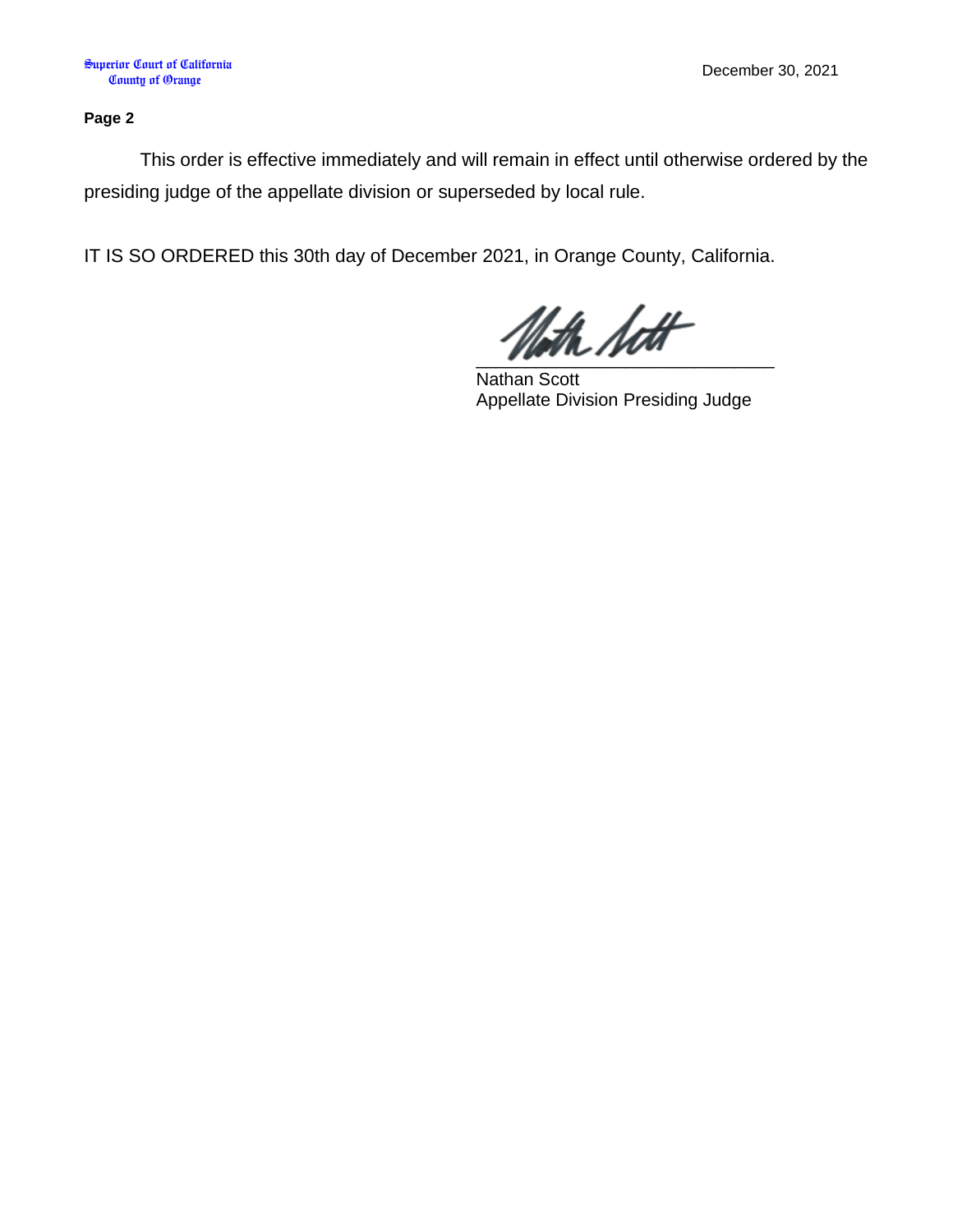This order is effective immediately and will remain in effect until otherwise ordered by the presiding judge of the appellate division or superseded by local rule.

IT IS SO ORDERED this 30th day of December 2021, in Orange County, California.

\_\_\_\_\_\_\_\_\_\_\_\_\_\_\_\_\_\_\_\_\_\_\_\_\_\_\_\_\_\_
Nathan Scott
Appellate Division Presiding Judge